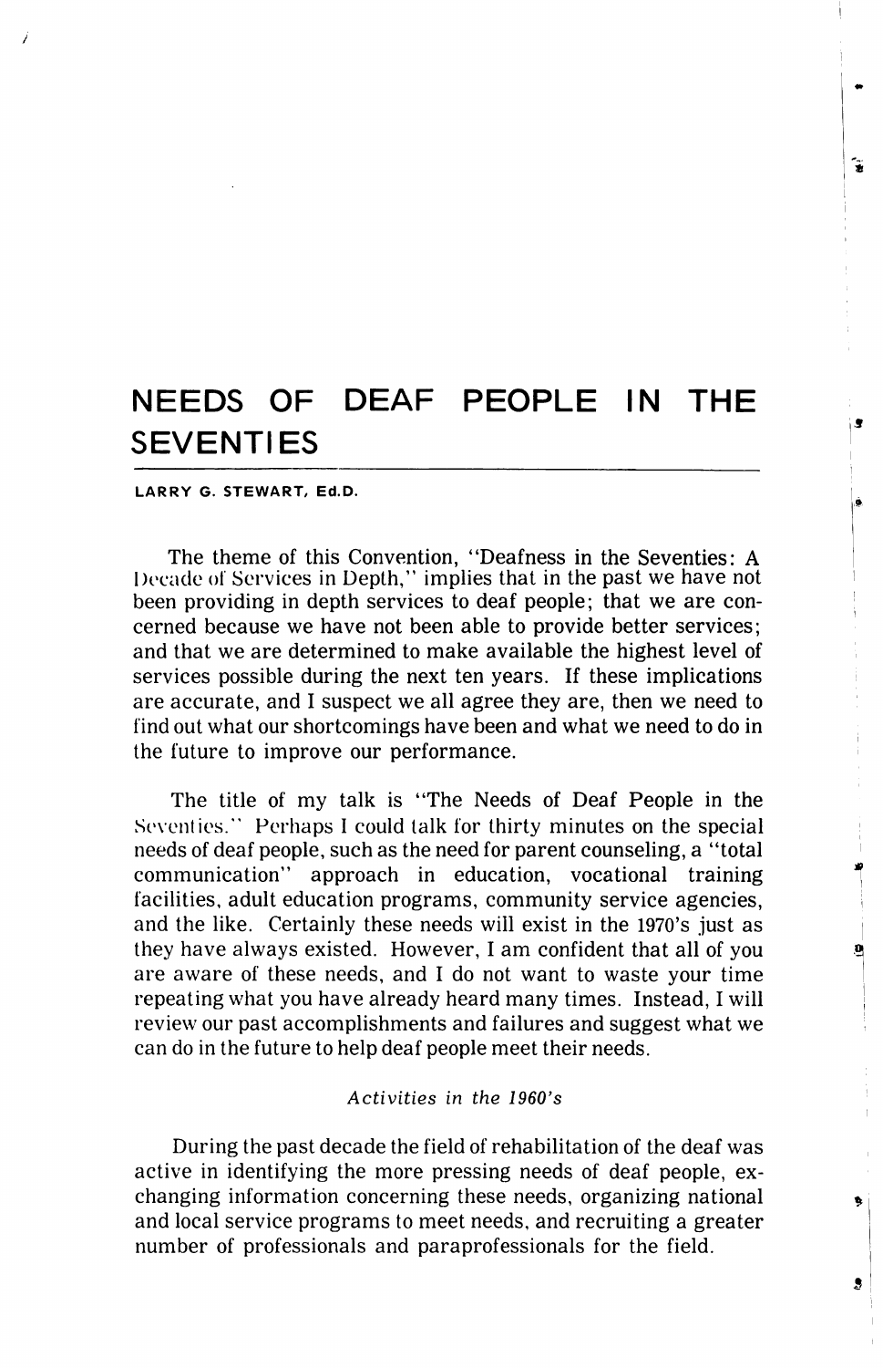# NEEDS OF DEAF PEOPLE IN THE SEVENTIES

**LARRY G. STEWART, Ed.D.**

The theme of this Convention, "Deafness in the Seventies: A Decade of Services in Depth," implies that in the past we have not been providing in depth services to deaf people; that we are concerned because we have not been able to provide better services; and that we are determined to make available the highest level of services possible during the next ten years. If these implications are accurate, and I suspect we all agree they are, then we need to find out what our shortcomings have been and what we need to do in the future to improve our performance.

The title of my talk is "The Needs of Deaf People in the Seventies." Perhaps I could talk for thirty minutes on the special needs of deaf people, such as the need for parent counseling, a "total communication" approach in education, vocational training facilities, adult education programs, community service agencies, and the like. Certainly these needs will exist in the 1970's just as they have always existed. However, I am confident that all of you are aware of these needs, and I do not want to waste your time repeating what you have already heard many times. Instead, I will review our past accomplishments and failures and suggest what we can do in the future to help deaf people meet their needs.

### *Activities in the 1960's*

During the past decade the field of rehabilitation of the deaf was active in identifying the more pressing needs of deaf people, exchanging information concerning these needs, organizing national and local service programs to meet needs, and recruiting a greater number of professionals and paraprofessionals for the field.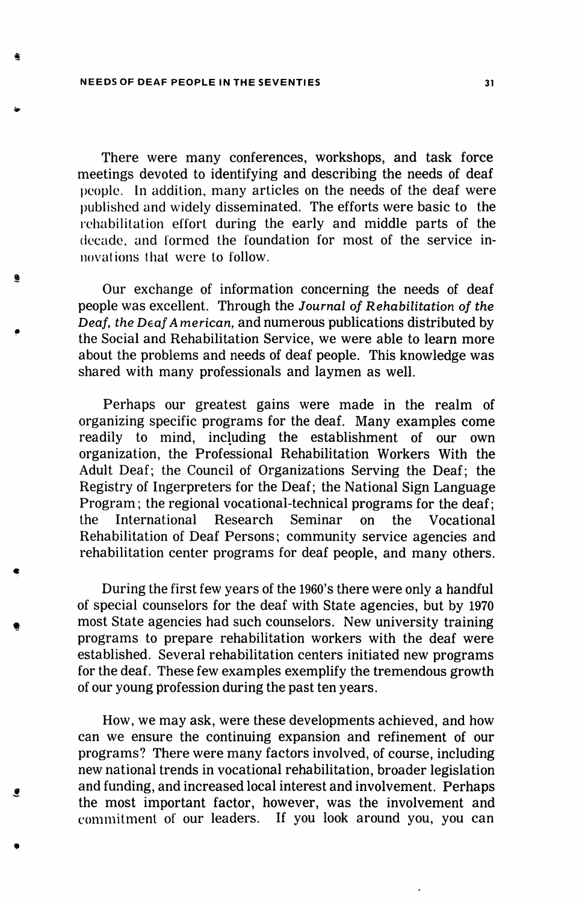There were many conferences, workshops, and task force meetings devoted to identifying and describing the needs of deaf people. In addition, many articles on the needs of the deaf were published and widely disseminated. The efforts were basic to the rehabilitation effort during the early and middle parts of the decade, and formed the foundation for most of the service innovations that were to follow.

Our exchange of information concerning the needs of deaf people was excellent. Through the *Journal of Rehabilitation of the Deaf, the Deaf American,* and numerous publications distributed by the Social and Rehabilitation Service, we were able to learn more about the problems and needs of deaf people. This knowledge was shared with many professionals and laymen as well.

Perhaps our greatest gains were made in the realm of organizing specific programs for the deaf. Many examples come readily to mind, including the establishment of our own organization, the Professional Rehabilitation Workers With the Adult Deaf; the Council of Organizations Serving the Deaf; the Registry of Ingerpreters for the Deaf; the National Sign Language Program; the regional vocational-technical programs for the deaf; the International Research Seminar on the Vocational Rehabilitation of Deaf Persons; community service agencies and rehabilitation center programs for deaf people, and many others.

During the first few years of the 1960's there were only a handful of special counselors for the deaf with State agencies, but by 1970 most State agencies had such counselors. New university training programs to prepare rehabilitation workers with the deaf were established. Several rehabilitation centers initiated new programs for the deaf. These few examples exemplify the tremendous growth of our young profession during the past ten years.

How, we may ask, were these developments achieved, and how can we ensure the continuing expansion and refinement of our programs? There were many factors involved, of course, including new national trends in vocational rehabilitation, broader legislation and funding, and increased local interest and involvement. Perhaps the most important factor, however, was the involvement and commitment of our leaders. If you look around you, you can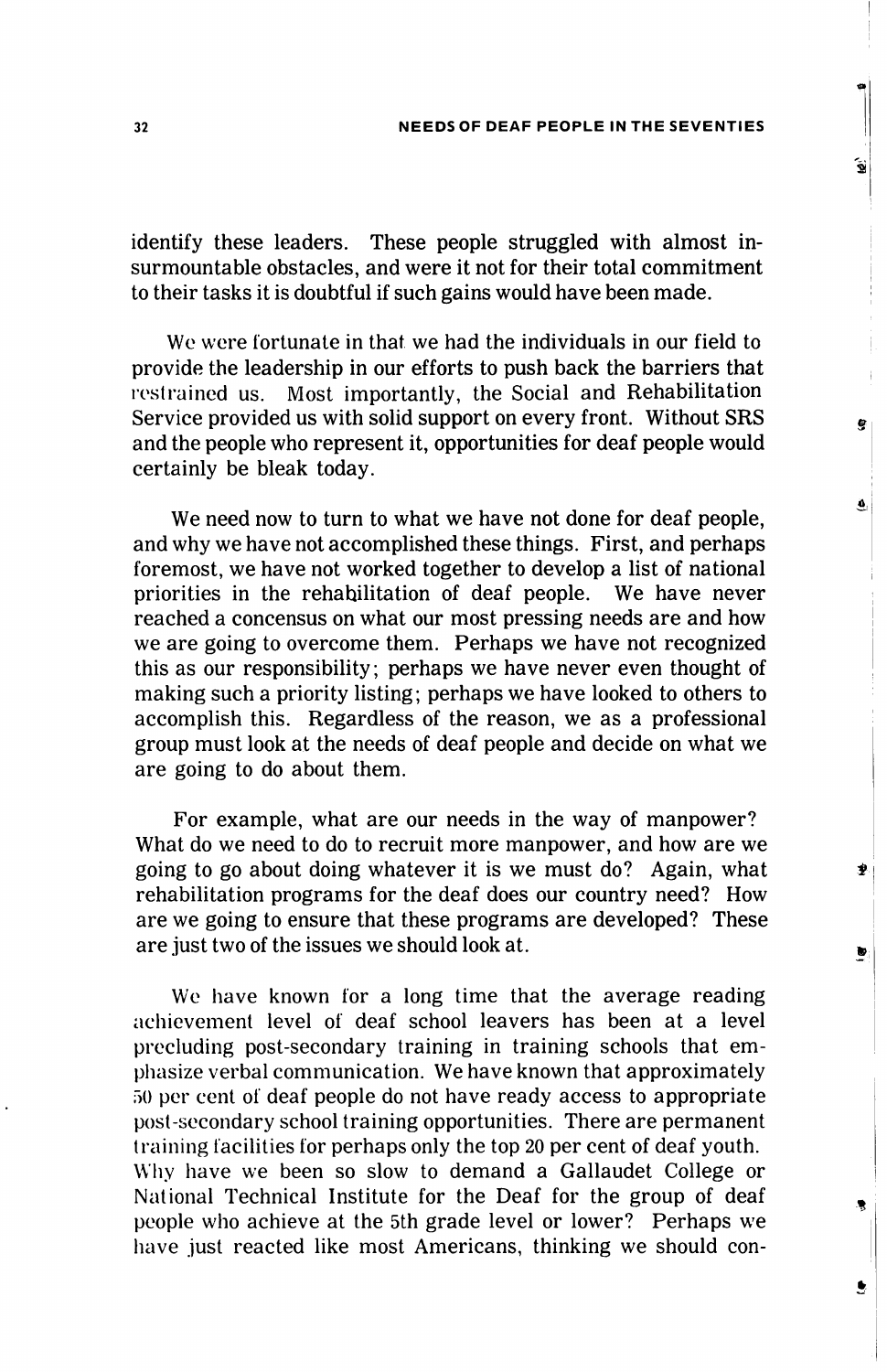identify these leaders. These people struggled with almost insurmountable obstacles, and were it not for their total commitment to their tasks it is doubtful if such gains would have been made.

We were fortunate in that we had the individuals in our field to provide the leadership in our efforts to push back the barriers that restrained us. Most importantly, the Social and Rehabilitation Service provided us with solid support on every front. Without SRS and the people who represent it, opportunities for deaf people would certainly be bleak today.

We need now to turn to what we have not done for deaf people, and why we have not accomplished these things. First, and perhaps foremost, we have not worked together to develop a list of national priorities in the rehabilitation of deaf people. We have never reached a concensus on what our most pressing needs are and how we are going to overcome them. Perhaps we have not recognized this as our responsibility; perhaps we have never even thought of making such a priority listing; perhaps we have looked to others to accomplish this. Regardless of the reason, we as a professional group must look at the needs of deaf people and decide on what we are going to do about them.

For example, what are our needs in the way of manpower? What do we need to do to recruit more manpower, and how are we going to go about doing whatever it is we must do? Again, what rehabilitation programs for the deaf does our country need? How are we going to ensure that these programs are developed? These are just two of the issues we should look at.

We have known for a long time that the average reading achievement level of deaf school leavers has been at a level precluding post-secondary training in training schools that emphasize verbal communication. We have known that approximately 50 per cent of deaf people do not have ready access to appropriate post-secondary school training opportunities. There are permanent training facilities for perhaps only the top 20 per cent of deaf youth. Why have we been so slow to demand a Gallaudet College or National Technical Institute for the Deaf for the group of deaf people who achieve at the 5th grade level or lower? Perhaps we have just reacted like most Americans, thinking we should con-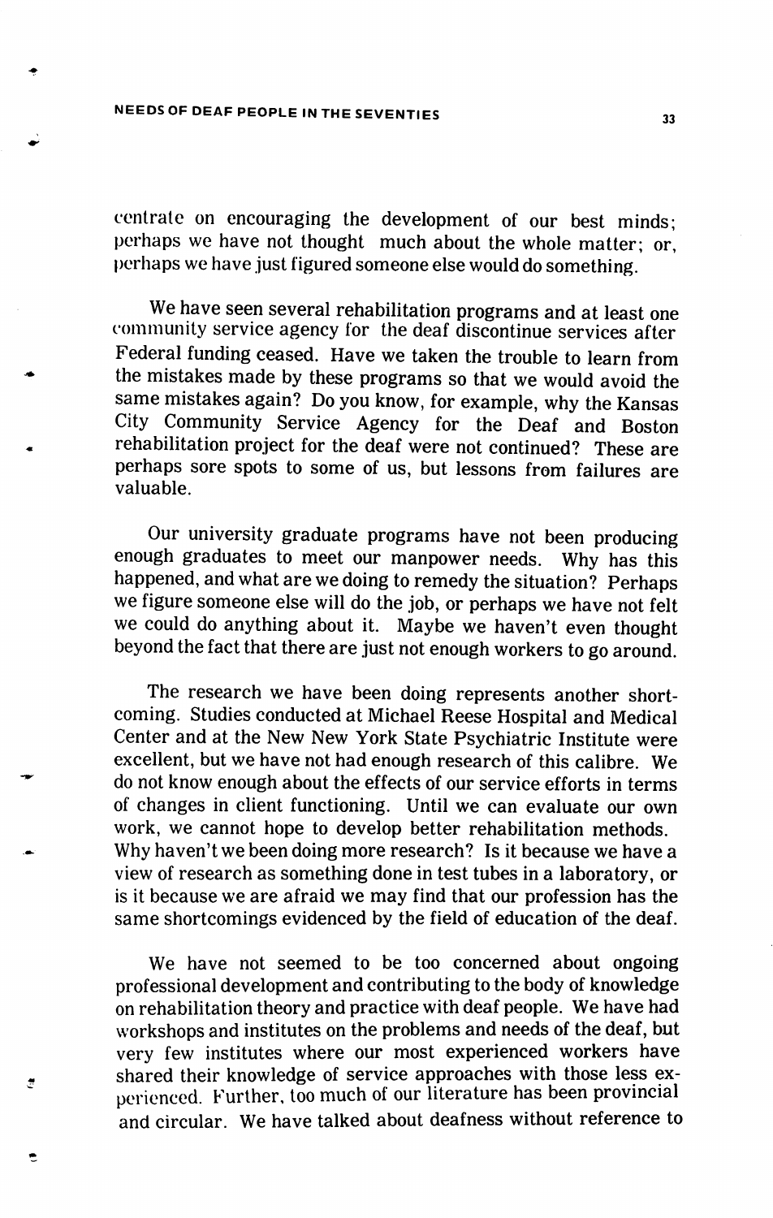centrate on encouraging the development of our best minds; perhaps we have not thought much about the whole matter; or, perhaps we have just figured someone else would do something.

We have seen several rehabilitation programs and at least one community service agency for the deaf discontinue services after Federal funding ceased. Have we taken the trouble to learn from the mistakes made by these programs so that we would avoid the same mistakes again? Do you know, for example, why the Kansas City Community Service Agency for the Deaf and Boston rehabilitation project for the deaf were not continued? These are perhaps sore spots to some of us, but lessons from failures are valuable.

Our university graduate programs have not been producing enough graduates to meet our manpower needs. Why has this happened, and what are we doing to remedy the situation? Perhaps we figure someone else will do the job, or perhaps we have not felt we could do anything about it. Maybe we haven't even thought beyond the fact that there are just not enough workers to go around.

The research we have been doing represents another shortcoming. Studies conducted at Michael Reese Hospital and Medical Center and at the New New York State Psychiatric Institute were excellent, but we have not had enough research of this calibre. We do not know enough about the effects of our service efforts in terms of changes in client functioning. Until we can evaluate our own work, we cannot hope to develop better rehabilitation methods. Why haven't we been doing more research? Is it because we have a view of research as something done in test tubes in a laboratory, or is it because we are afraid we may find that our profession has the same shortcomings evidenced by the field of education of the deaf.

We have not seemed to be too concerned about ongoing professional development and contributing to the body of knowledge on rehabilitation theory and practice with deaf people. We have had workshops and institutes on the problems and needs of the deaf, but very few institutes where our most experienced workers have shared their knowledge of service approaches with those less experienced. Further, too much of our literature has been provincial and circular. We have talked about deafness without reference to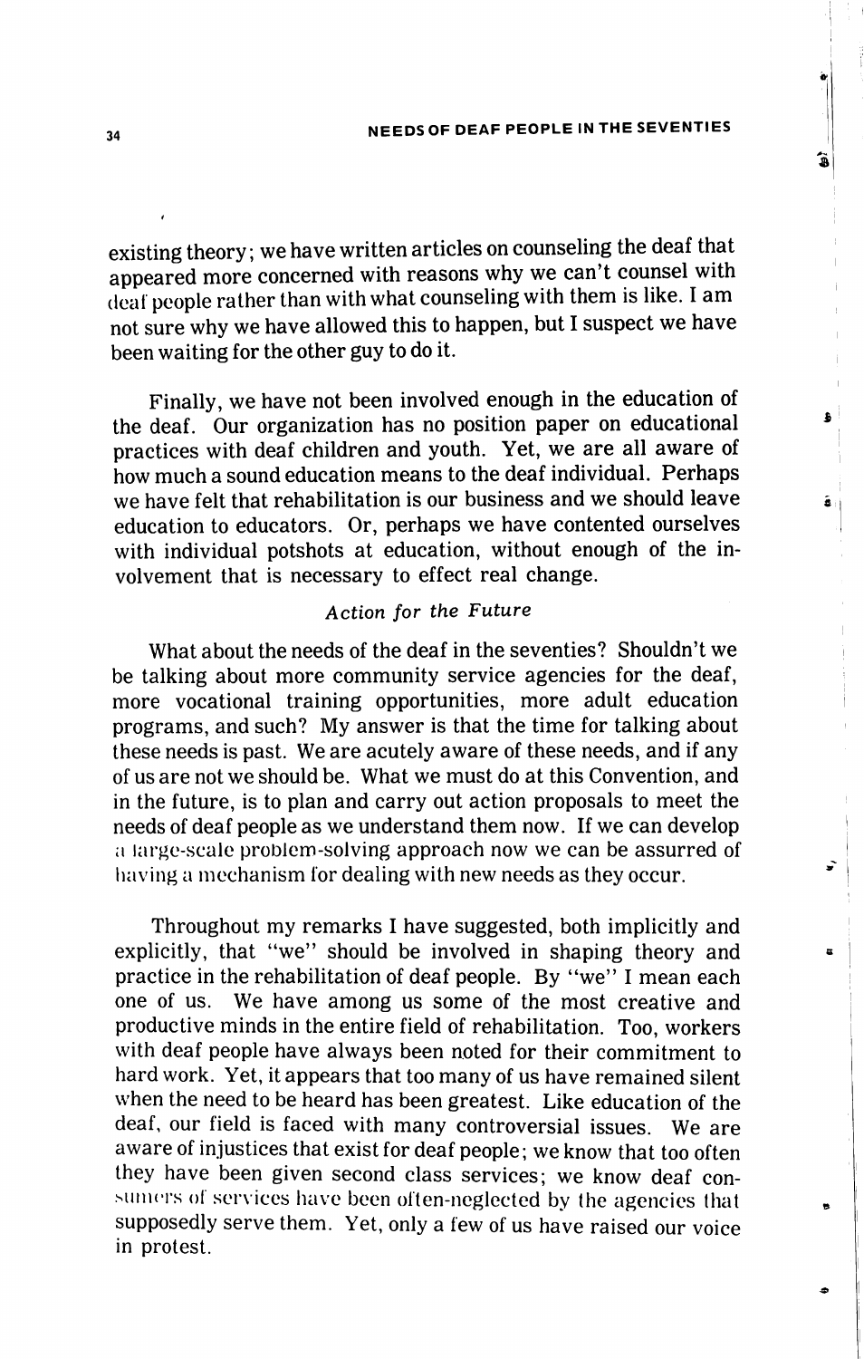existing theory; we have written articles on counseling the deaf that appeared more concerned with reasons why we can't counsel with deaf people rather than with what counseling with them is like. I am not sure why we have allowed this to happen, but I suspect we have been waiting for the other guy to do it.

Finally, we have not been involved enough in the education of the deaf. Our organization has no position paper on educational practices with deaf children and youth. Yet, we are all aware of how much a sound education means to the deaf individual. Perhaps we have felt that rehabilitation is our business and we should leave education to educators. Or, perhaps we have contented ourselves with individual potshots at education, without enough of the involvement that is necessary to effect real change.

### *Action for the Future*

What about the needs of the deaf in the seventies? Shouldn't we be talking about more community service agencies for the deaf, more vocational training opportunities, more adult education programs, and such? My answer is that the time for talking about these needs is past. We are acutely aware of these needs, and if any of us are not we should be. What we must do at this Convention, and in the future, is to plan and carry out action proposals to meet the needs of deaf people as we understand them now. If we can develop a large-scale problem-solving approach now we can be assurred of having a mechanism for dealing with new needs as they occur.

Throughout my remarks I have suggested, both implicitly and explicitly, that "we" should be involved in shaping theory and practice in the rehabilitation of deaf people. By "we" I mean each one of us. We have among us some of the most creative and productive minds in the entire field of rehabilitation. Too, workers with deaf people have always been noted for their commitment to hard work. Yet, it appears that too many of us have remained silent when the need to be heard has been greatest. Like education of the deaf, our field is faced with many controversial issues. We are aware of injustices that exist for deaf people; we know that too often they have been given second class services; we know deaf consumers of services have been often-neglected by the agencies that supposedly serve them. Yet, only a few of us have raised our voice in protest.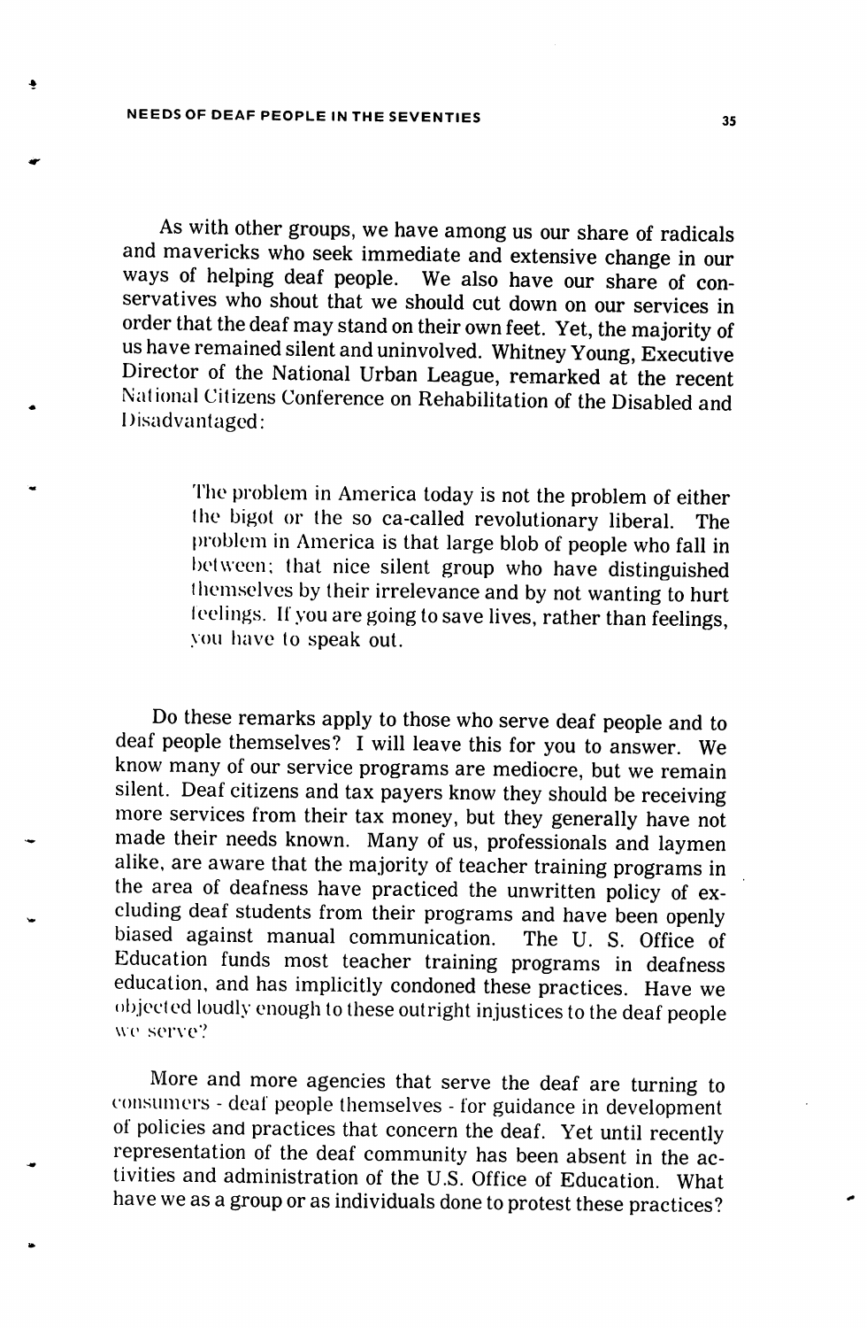As with other groups, we have among us our share of radicals and mavericks who seek immediate and extensive change in our ways of helping deaf people. We also have our share of conservatives who shout that we should cut down on our services in order that the deaf may stand on their own feet. Yet, the majority of us have remained silent and uninvolved. Whitney Young, Executive Director of the National Urban League, remarked at the recent National Citizens Conference on Rehabilitation of the Disabled and Disadvantaged:

> The problem in America today is not the problem of either the bigot or the so ca-called revolutionary liberal. The problem in America is that large blob of people who fall in between; that nice silent group who have distinguished themselves by their irrelevance and by not wanting to hurt feelings. If you are going to save lives, rather than feelings, you have to speak out.

Do these remarks apply to those who serve deaf people and to deaf people themselves? I will leave this for you to answer. We know many of our service programs are mediocre, but we remain silent. Deaf citizens and tax payers know they should be receiving more services from their tax money, but they generally have not made their needs known. Many of us, professionals and laymen alike, are aware that the majority of teacher training programs in the area of deafness have practiced the unwritten policy of excluding deaf students from their programs and have been openly biased against manual communication. The U. S. Office of Education funds most teacher training programs in deafness education, and has implicitly condoned these practices. Have we objected loudly enough to these outright injustices to the deaf people we serve?

More and more agencies that serve the deaf are turning to consumers - deaf people themselves - for guidance in development of policies and practices that concern the deaf. Yet until recently representation of the deaf community has been absent in the activities and administration of the U.S. Office of Education. What have we as a group or as individuals done to protest these practices?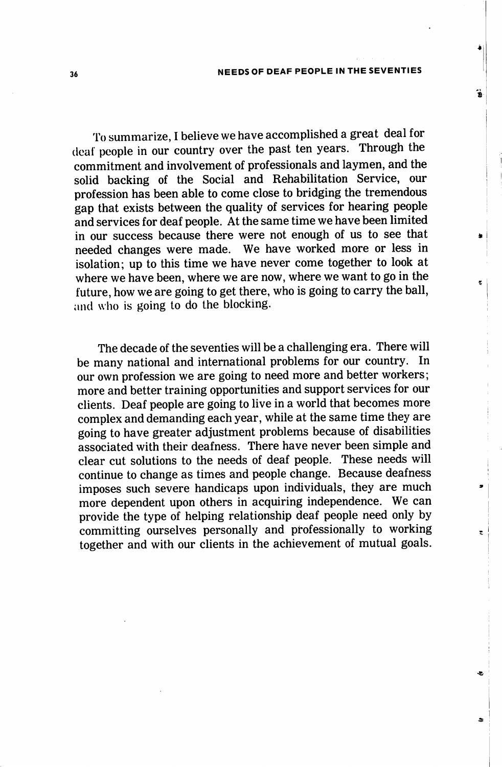To summarize, I believe we have accomplished a great deal for deaf people in our country over the past ten years. Through the commitment and involvement of professionals and laymen, and the solid backing of the Social and Rehabilitation Service, our profession has been able to come close to bridging the tremendous gap that exists between the quality of services for hearing people and services for deaf people. At the same time we have been limited in our success because there were not enough of us to see that needed changes were made. We have worked more or less in isolation; up to this time we have never come together to look at where we have been, where we are now, where we want to go in the future, how we are going to get there, who is going to carry the ball, and who is going to do the blocking.

The decade of the seventies will be a challenging era. There will be many national and international problems for our country. In our own profession we are going to need more and better workers; more and better training opportunities and support services for our clients. Deaf people are going to live in a world that becomes more complex and demanding each year, while at the same time they are going to have greater adjustment problems because of disabilities associated with their deafness. There have never been simple and clear cut solutions to the needs of deaf people. These needs will continue to change as times and people change. Because deafness imposes such severe handicaps upon individuals, they are much more dependent upon others in acquiring independence. We can provide the type of helping relationship deaf people need only by committing ourselves personally and professionally to working together and with our clients in the achievement of mutual goals.